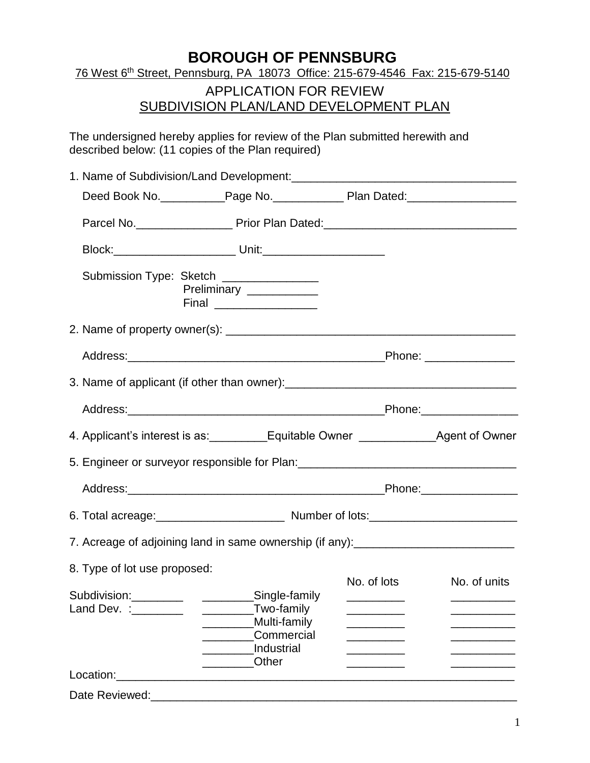# BOROUGH OF PENNSBURG

76 West 6th Street, Pennsburg, PA 18073 Office: 215-679-4546 Fax: 215-679-5140

## APPLICATION FOR REVIEW
## SUBDIVISION PLAN/LAND DEVELOPMENT PLAN

The undersigned hereby applies for review of the Plan submitted herewith and described below: (11 copies of the Plan required)

1. Name of Subdivision/Land Development:___________________________________

   Deed Book No.__________Page No.___________ Plan Dated:_________________

   Parcel No._______________ Prior Plan Dated:______________________________

   Block:___________________ Unit:___________________

   Submission Type: Sketch _______________
   Preliminary ___________
   Final ________________

2. Name of property owner(s): ______________________________________________

   Address:________________________________________Phone: ______________

3. Name of applicant (if other than owner):____________________________________

   Address:________________________________________Phone:_______________

4. Applicant's interest is as:_________Equitable Owner ____________Agent of Owner

5. Engineer or surveyor responsible for Plan:_________________________________

   Address:________________________________________Phone:_______________

6. Total acreage:____________________ Number of lots:_______________________

7. Acreage of adjoining land in same ownership (if any):________________________

8. Type of lot use proposed:

| | | No. of lots | No. of units |
|---|---|---|---|
| Subdivision:________ | ________Single-family | _________ | __________ |
| Land Dev. :________ | ________Two-family | _________ | __________ |
| | ________Multi-family | _________ | __________ |
| | ________Commercial | _________ | __________ |
| | ________Industrial | _________ | __________ |
| | ________Other | _________ | __________ |

Location:______________________________________________________________

Date Reviewed:__________________________________________________________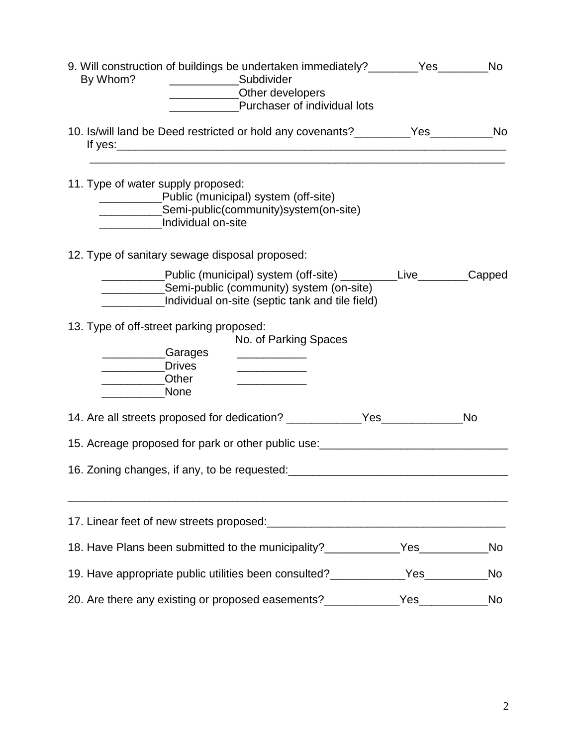9. Will construction of buildings be undertaken immediately?________Yes________No
   By Whom? ___________Subdivider
   ___________Other developers
   ___________Purchaser of individual lots

10. Is/will land be Deed restricted or hold any covenants?_________Yes__________No
    If yes:_________________________________________________________________
    _________________________________________________________________

11. Type of water supply proposed:
    __________Public (municipal) system (off-site)
    __________Semi-public(community)system(on-site)
    __________Individual on-site

12. Type of sanitary sewage disposal proposed:
    __________Public (municipal) system (off-site) _________Live________Capped
    __________Semi-public (community) system (on-site)
    __________Individual on-site (septic tank and tile field)

13. Type of off-street parking proposed:

|  | No. of Parking Spaces |
|---|---|
| __________Garages | ___________ |
| __________Drives | ___________ |
| __________Other | ___________ |
| __________None |  |

14. Are all streets proposed for dedication? ____________Yes_____________No

15. Acreage proposed for park or other public use:______________________________

16. Zoning changes, if any, to be requested:___________________________________

_________________________________________________________________________

17. Linear feet of new streets proposed:______________________________________

18. Have Plans been submitted to the municipality?____________Yes___________No

19. Have appropriate public utilities been consulted?____________Yes__________No

20. Are there any existing or proposed easements?____________Yes___________No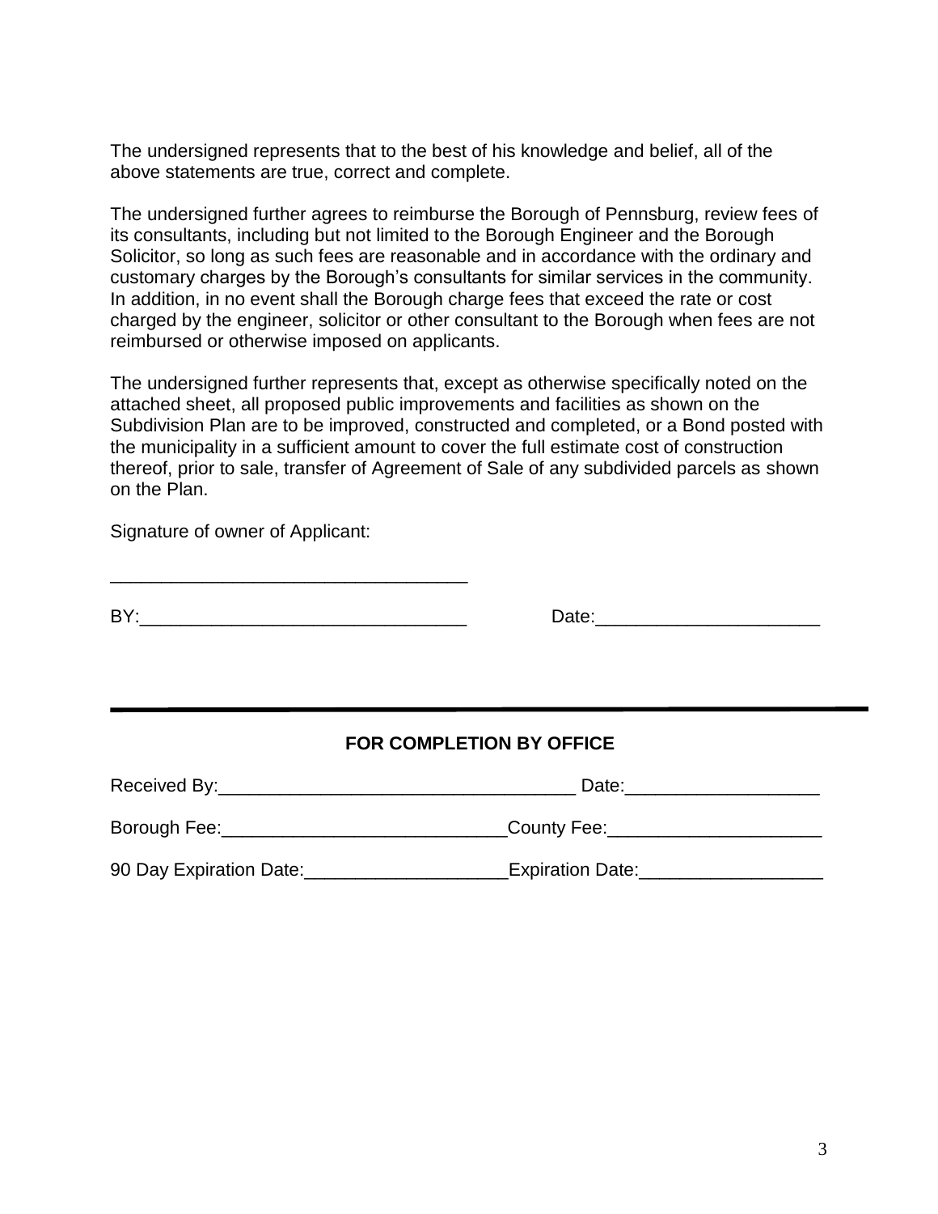The undersigned represents that to the best of his knowledge and belief, all of the above statements are true, correct and complete.

The undersigned further agrees to reimburse the Borough of Pennsburg, review fees of its consultants, including but not limited to the Borough Engineer and the Borough Solicitor, so long as such fees are reasonable and in accordance with the ordinary and customary charges by the Borough's consultants for similar services in the community. In addition, in no event shall the Borough charge fees that exceed the rate or cost charged by the engineer, solicitor or other consultant to the Borough when fees are not reimbursed or otherwise imposed on applicants.

The undersigned further represents that, except as otherwise specifically noted on the attached sheet, all proposed public improvements and facilities as shown on the Subdivision Plan are to be improved, constructed and completed, or a Bond posted with the municipality in a sufficient amount to cover the full estimate cost of construction thereof, prior to sale, transfer of Agreement of Sale of any subdivided parcels as shown on the Plan.

Signature of owner of Applicant:

___________________________________

BY:________________________________ Date:______________________

---

**FOR COMPLETION BY OFFICE**

Received By:___________________________________ Date:___________________

Borough Fee:____________________________County Fee:_____________________

90 Day Expiration Date:____________________Expiration Date:__________________